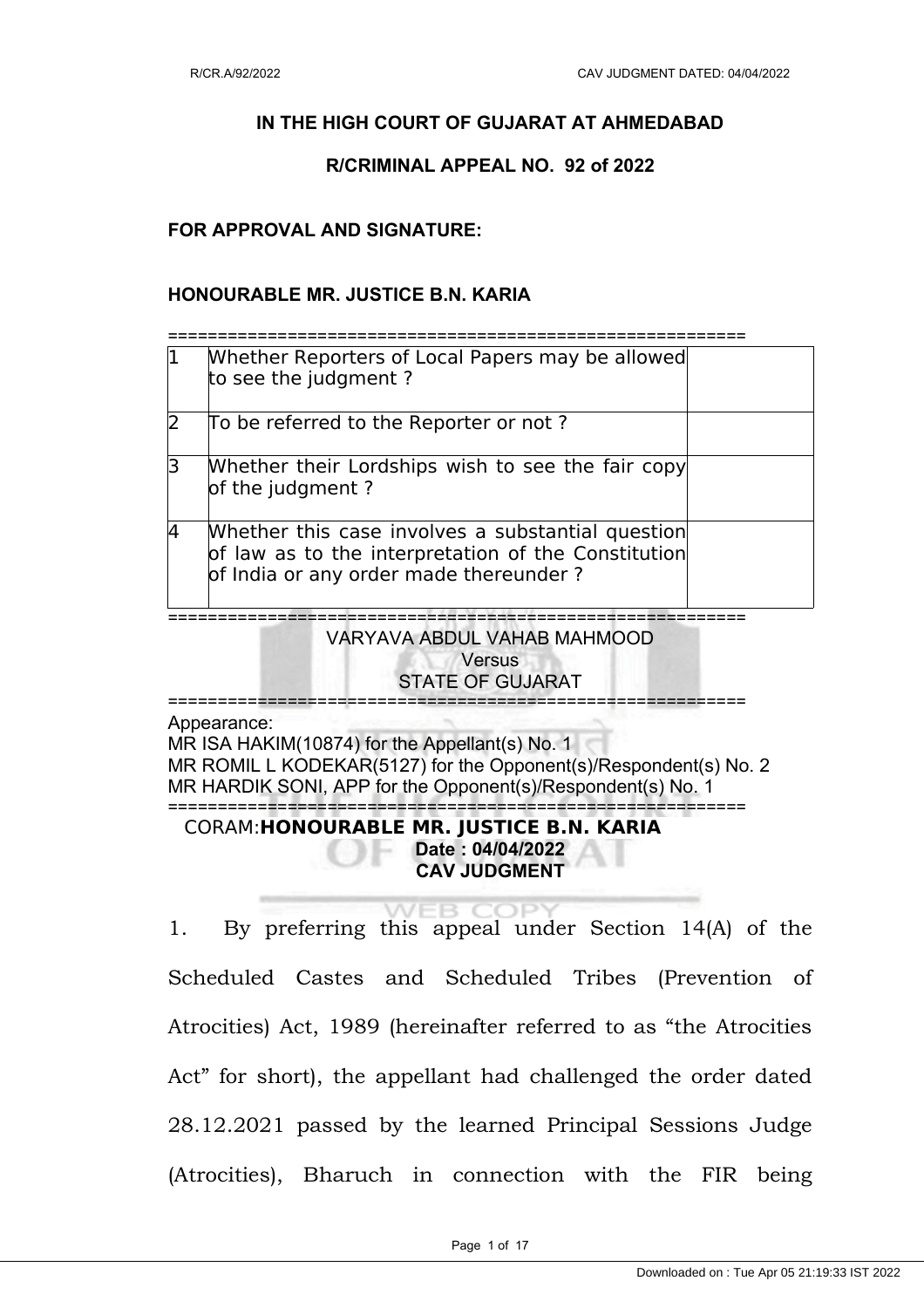# IN THE HIGH COURT OF GUJARAT AT AHMEDABAD

## R/CRIMINAL APPEAL NO. 92 of 2022

**FOR APPROVAL AND SIGNATURE:**

**HONOURABLE MR. JUSTICE B.N. KARIA**

==========================================================

| | | |
|---|---|---|
| 1 | Whether Reporters of Local Papers may be allowed to see the judgment ? | |
| 2 | To be referred to the Reporter or not ? | |
| 3 | Whether their Lordships wish to see the fair copy of the judgment ? | |
| 4 | Whether this case involves a substantial question of law as to the interpretation of the Constitution of India or any order made thereunder ? | |

==========================================================

VARYAVA ABDUL VAHAB MAHMOOD
Versus
STATE OF GUJARAT

==========================================================

Appearance:
MR ISA HAKIM(10874) for the Appellant(s) No. 1
MR ROMIL L KODEKAR(5127) for the Opponent(s)/Respondent(s) No. 2
MR HARDIK SONI, APP for the Opponent(s)/Respondent(s) No. 1

==========================================================

CORAM:**HONOURABLE MR. JUSTICE B.N. KARIA**

**Date : 04/04/2022**

**CAV JUDGMENT**

1. By preferring this appeal under Section 14(A) of the Scheduled Castes and Scheduled Tribes (Prevention of Atrocities) Act, 1989 (hereinafter referred to as "the Atrocities Act" for short), the appellant had challenged the order dated 28.12.2021 passed by the learned Principal Sessions Judge (Atrocities), Bharuch in connection with the FIR being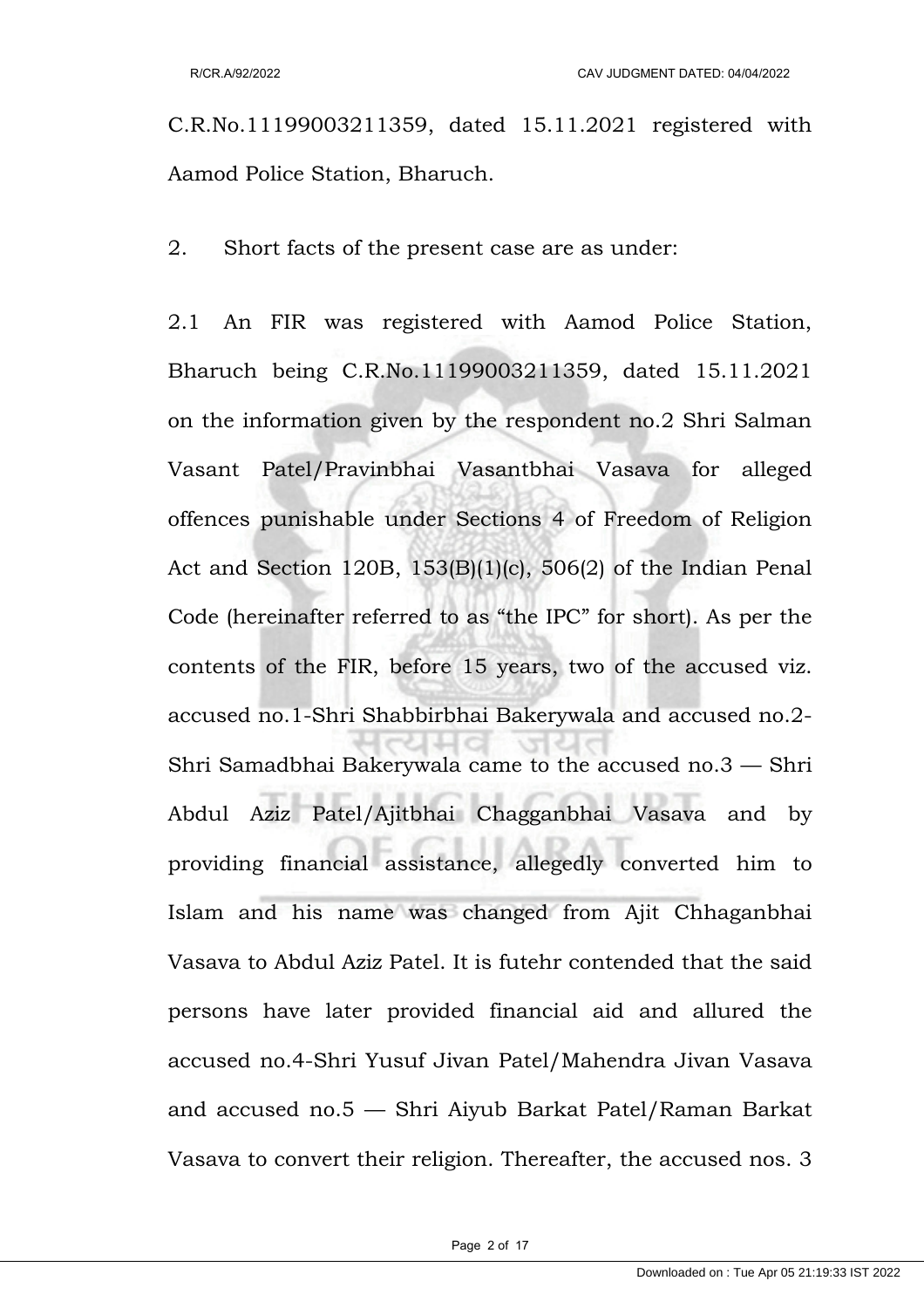C.R.No.11199003211359, dated 15.11.2021 registered with Aamod Police Station, Bharuch.

2. Short facts of the present case are as under:

2.1 An FIR was registered with Aamod Police Station, Bharuch being C.R.No.11199003211359, dated 15.11.2021 on the information given by the respondent no.2 Shri Salman Vasant Patel/Pravinbhai Vasantbhai Vasava for alleged offences punishable under Sections 4 of Freedom of Religion Act and Section 120B, 153(B)(1)(c), 506(2) of the Indian Penal Code (hereinafter referred to as "the IPC" for short). As per the contents of the FIR, before 15 years, two of the accused viz. accused no.1-Shri Shabbirbhai Bakerywala and accused no.2-Shri Samadbhai Bakerywala came to the accused no.3 — Shri Abdul Aziz Patel/Ajitbhai Chagganbhai Vasava and by providing financial assistance, allegedly converted him to Islam and his name was changed from Ajit Chhaganbhai Vasava to Abdul Aziz Patel. It is futehr contended that the said persons have later provided financial aid and allured the accused no.4-Shri Yusuf Jivan Patel/Mahendra Jivan Vasava and accused no.5 — Shri Aiyub Barkat Patel/Raman Barkat Vasava to convert their religion. Thereafter, the accused nos. 3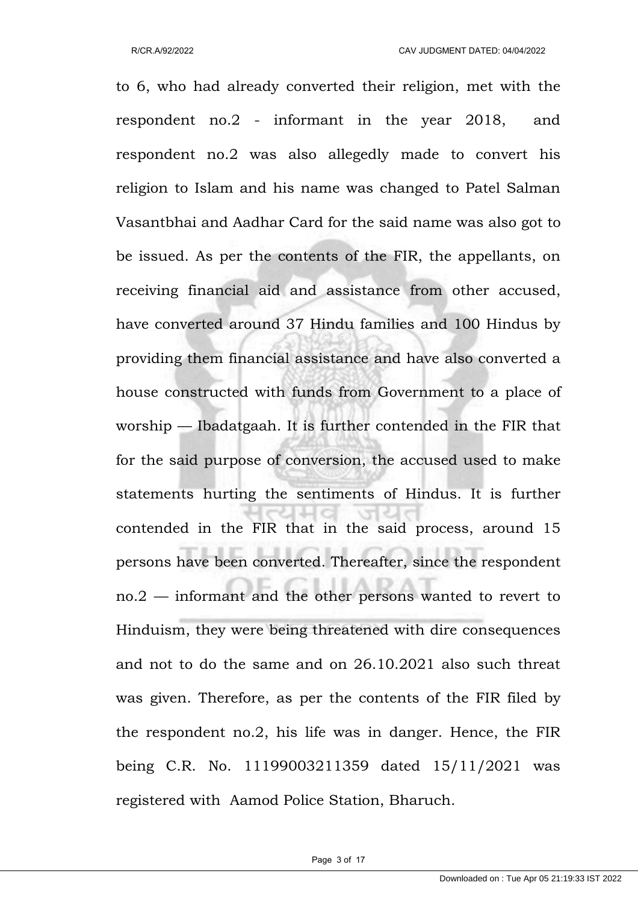to 6, who had already converted their religion, met with the respondent no.2 - informant in the year 2018, and respondent no.2 was also allegedly made to convert his religion to Islam and his name was changed to Patel Salman Vasantbhai and Aadhar Card for the said name was also got to be issued. As per the contents of the FIR, the appellants, on receiving financial aid and assistance from other accused, have converted around 37 Hindu families and 100 Hindus by providing them financial assistance and have also converted a house constructed with funds from Government to a place of worship — Ibadatgaah. It is further contended in the FIR that for the said purpose of conversion, the accused used to make statements hurting the sentiments of Hindus. It is further contended in the FIR that in the said process, around 15 persons have been converted. Thereafter, since the respondent no.2 — informant and the other persons wanted to revert to Hinduism, they were being threatened with dire consequences and not to do the same and on 26.10.2021 also such threat was given. Therefore, as per the contents of the FIR filed by the respondent no.2, his life was in danger. Hence, the FIR being C.R. No. 11199003211359 dated 15/11/2021 was registered with Aamod Police Station, Bharuch.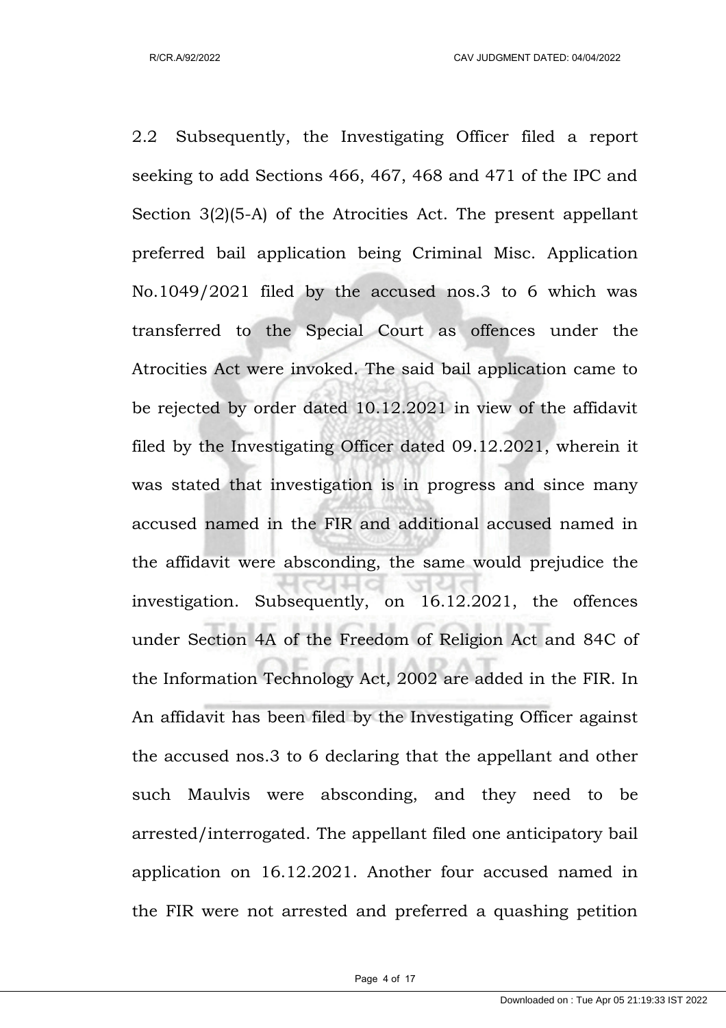2.2 Subsequently, the Investigating Officer filed a report seeking to add Sections 466, 467, 468 and 471 of the IPC and Section 3(2)(5-A) of the Atrocities Act. The present appellant preferred bail application being Criminal Misc. Application No.1049/2021 filed by the accused nos.3 to 6 which was transferred to the Special Court as offences under the Atrocities Act were invoked. The said bail application came to be rejected by order dated 10.12.2021 in view of the affidavit filed by the Investigating Officer dated 09.12.2021, wherein it was stated that investigation is in progress and since many accused named in the FIR and additional accused named in the affidavit were absconding, the same would prejudice the investigation. Subsequently, on 16.12.2021, the offences under Section 4A of the Freedom of Religion Act and 84C of the Information Technology Act, 2002 are added in the FIR. In An affidavit has been filed by the Investigating Officer against the accused nos.3 to 6 declaring that the appellant and other such Maulvis were absconding, and they need to be arrested/interrogated. The appellant filed one anticipatory bail application on 16.12.2021. Another four accused named in the FIR were not arrested and preferred a quashing petition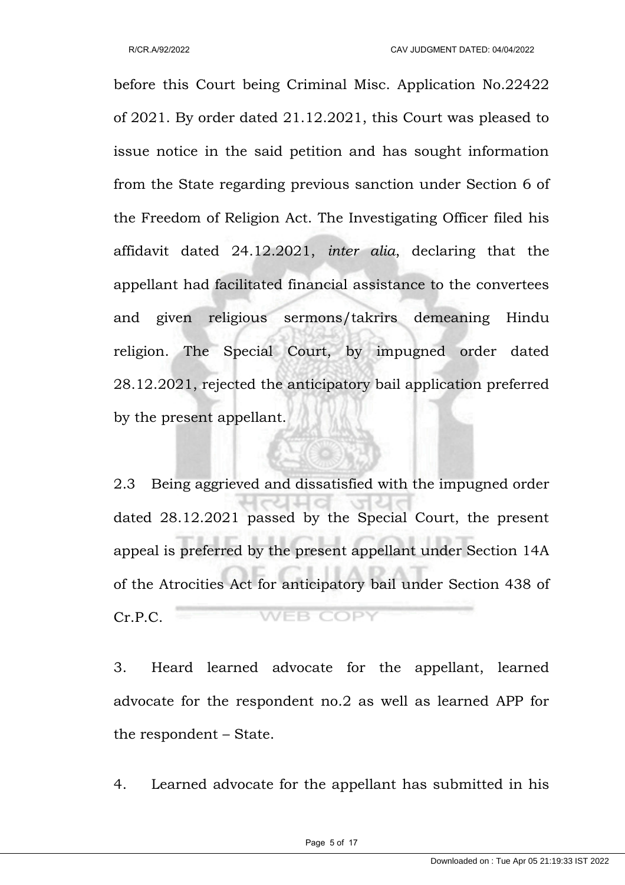before this Court being Criminal Misc. Application No.22422 of 2021. By order dated 21.12.2021, this Court was pleased to issue notice in the said petition and has sought information from the State regarding previous sanction under Section 6 of the Freedom of Religion Act. The Investigating Officer filed his affidavit dated 24.12.2021, *inter alia*, declaring that the appellant had facilitated financial assistance to the convertees and given religious sermons/takrirs demeaning Hindu religion. The Special Court, by impugned order dated 28.12.2021, rejected the anticipatory bail application preferred by the present appellant.

2.3 Being aggrieved and dissatisfied with the impugned order dated 28.12.2021 passed by the Special Court, the present appeal is preferred by the present appellant under Section 14A of the Atrocities Act for anticipatory bail under Section 438 of Cr.P.C.

3. Heard learned advocate for the appellant, learned advocate for the respondent no.2 as well as learned APP for the respondent – State.

4. Learned advocate for the appellant has submitted in his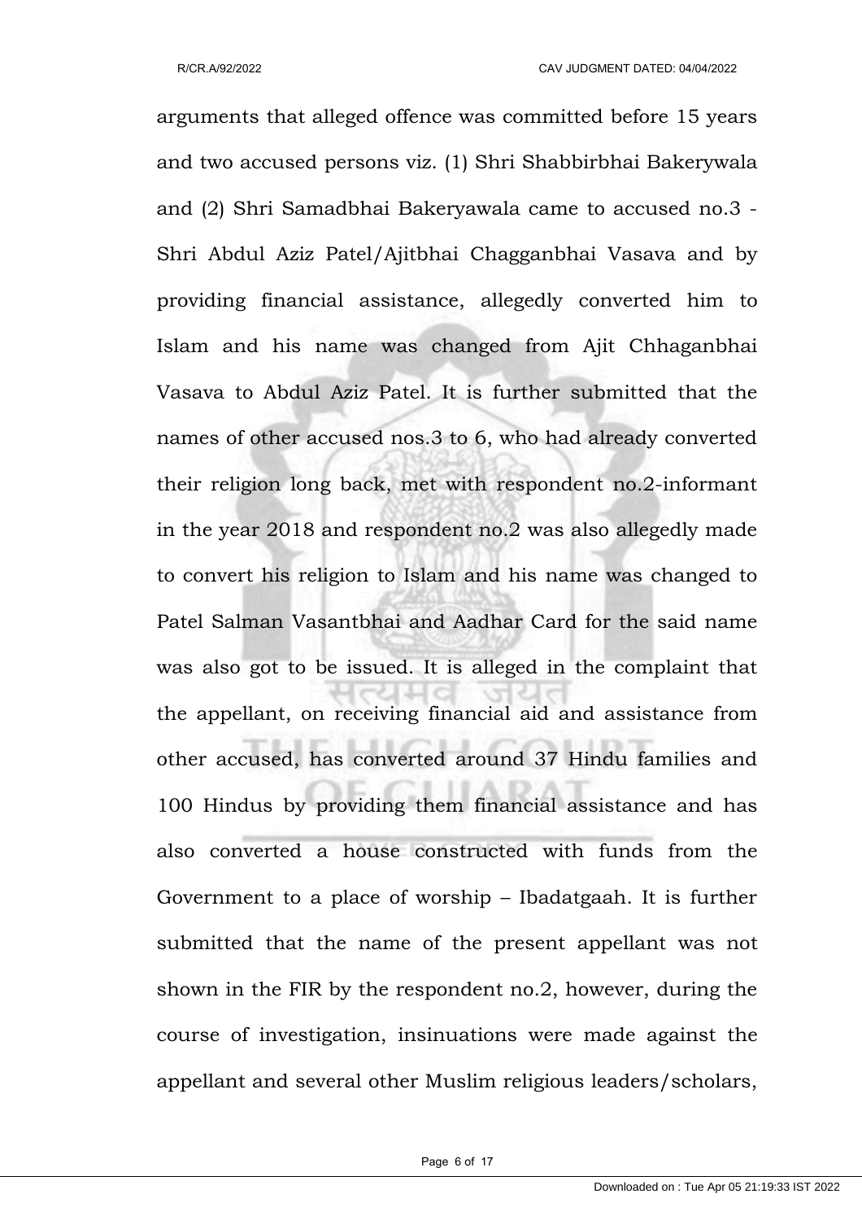arguments that alleged offence was committed before 15 years and two accused persons viz. (1) Shri Shabbirbhai Bakerywala and (2) Shri Samadbhai Bakeryawala came to accused no.3 - Shri Abdul Aziz Patel/Ajitbhai Chagganbhai Vasava and by providing financial assistance, allegedly converted him to Islam and his name was changed from Ajit Chhaganbhai Vasava to Abdul Aziz Patel. It is further submitted that the names of other accused nos.3 to 6, who had already converted their religion long back, met with respondent no.2-informant in the year 2018 and respondent no.2 was also allegedly made to convert his religion to Islam and his name was changed to Patel Salman Vasantbhai and Aadhar Card for the said name was also got to be issued. It is alleged in the complaint that the appellant, on receiving financial aid and assistance from other accused, has converted around 37 Hindu families and 100 Hindus by providing them financial assistance and has also converted a house constructed with funds from the Government to a place of worship – Ibadatgaah. It is further submitted that the name of the present appellant was not shown in the FIR by the respondent no.2, however, during the course of investigation, insinuations were made against the appellant and several other Muslim religious leaders/scholars,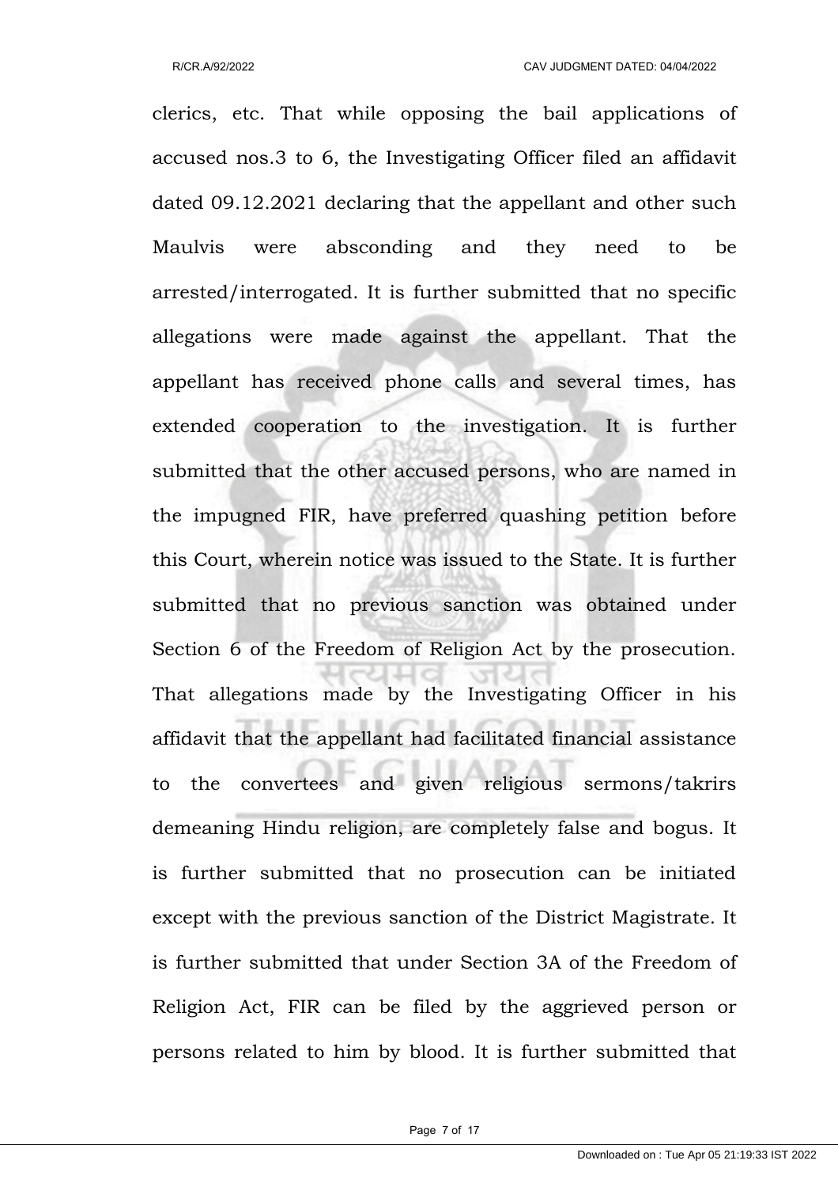clerics, etc. That while opposing the bail applications of accused nos.3 to 6, the Investigating Officer filed an affidavit dated 09.12.2021 declaring that the appellant and other such Maulvis were absconding and they need to be arrested/interrogated. It is further submitted that no specific allegations were made against the appellant. That the appellant has received phone calls and several times, has extended cooperation to the investigation. It is further submitted that the other accused persons, who are named in the impugned FIR, have preferred quashing petition before this Court, wherein notice was issued to the State. It is further submitted that no previous sanction was obtained under Section 6 of the Freedom of Religion Act by the prosecution. That allegations made by the Investigating Officer in his affidavit that the appellant had facilitated financial assistance to the convertees and given religious sermons/takrirs demeaning Hindu religion, are completely false and bogus. It is further submitted that no prosecution can be initiated except with the previous sanction of the District Magistrate. It is further submitted that under Section 3A of the Freedom of Religion Act, FIR can be filed by the aggrieved person or persons related to him by blood. It is further submitted that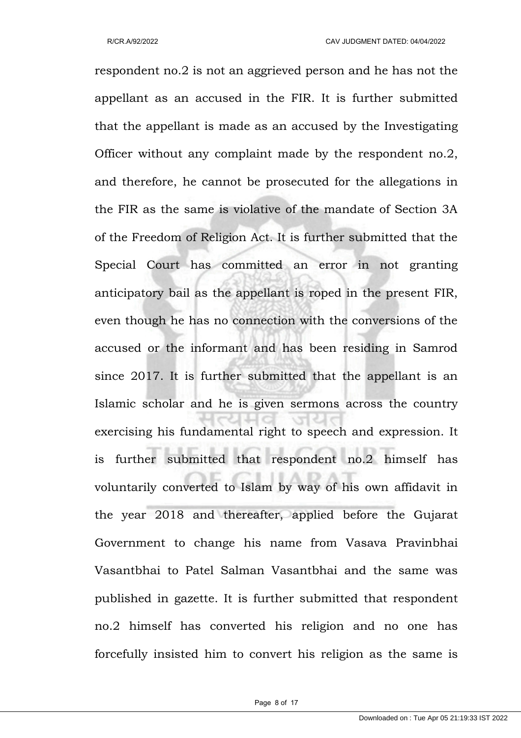respondent no.2 is not an aggrieved person and he has not the appellant as an accused in the FIR. It is further submitted that the appellant is made as an accused by the Investigating Officer without any complaint made by the respondent no.2, and therefore, he cannot be prosecuted for the allegations in the FIR as the same is violative of the mandate of Section 3A of the Freedom of Religion Act. It is further submitted that the Special Court has committed an error in not granting anticipatory bail as the appellant is roped in the present FIR, even though he has no connection with the conversions of the accused or the informant and has been residing in Samrod since 2017. It is further submitted that the appellant is an Islamic scholar and he is given sermons across the country exercising his fundamental right to speech and expression. It is further submitted that respondent no.2 himself has voluntarily converted to Islam by way of his own affidavit in the year 2018 and thereafter, applied before the Gujarat Government to change his name from Vasava Pravinbhai Vasantbhai to Patel Salman Vasantbhai and the same was published in gazette. It is further submitted that respondent no.2 himself has converted his religion and no one has forcefully insisted him to convert his religion as the same is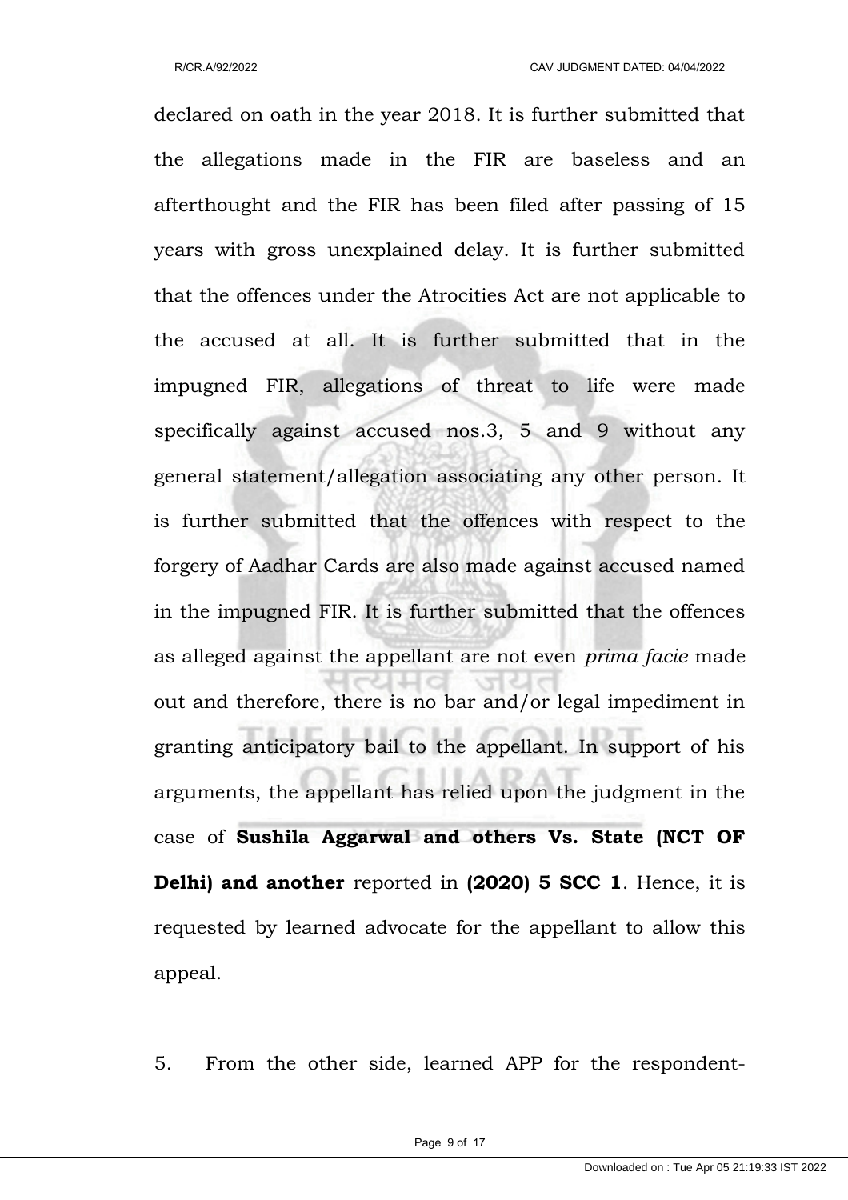declared on oath in the year 2018. It is further submitted that the allegations made in the FIR are baseless and an afterthought and the FIR has been filed after passing of 15 years with gross unexplained delay. It is further submitted that the offences under the Atrocities Act are not applicable to the accused at all. It is further submitted that in the impugned FIR, allegations of threat to life were made specifically against accused nos.3, 5 and 9 without any general statement/allegation associating any other person. It is further submitted that the offences with respect to the forgery of Aadhar Cards are also made against accused named in the impugned FIR. It is further submitted that the offences as alleged against the appellant are not even *prima facie* made out and therefore, there is no bar and/or legal impediment in granting anticipatory bail to the appellant. In support of his arguments, the appellant has relied upon the judgment in the case of **Sushila Aggarwal and others Vs. State (NCT OF Delhi) and another** reported in **(2020) 5 SCC 1**. Hence, it is requested by learned advocate for the appellant to allow this appeal.

5. From the other side, learned APP for the respondent-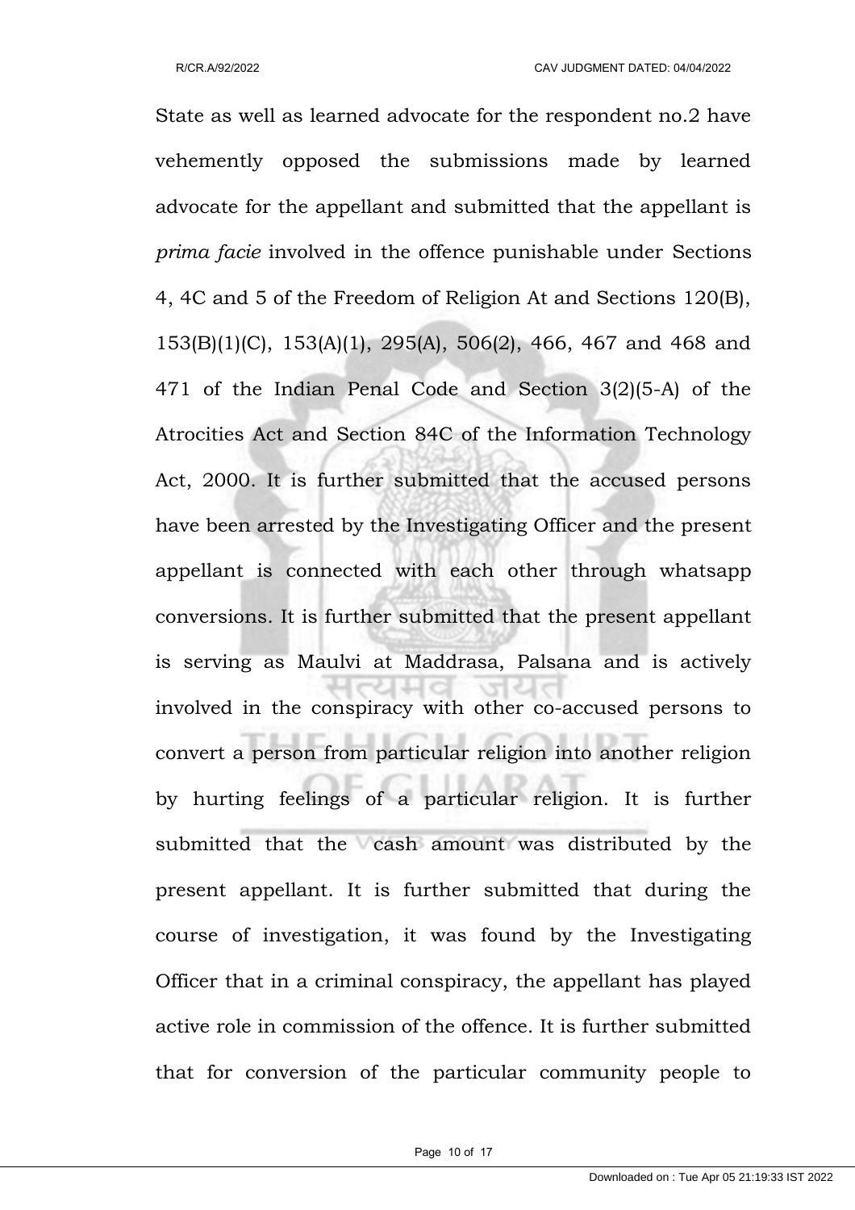State as well as learned advocate for the respondent no.2 have vehemently opposed the submissions made by learned advocate for the appellant and submitted that the appellant is *prima facie* involved in the offence punishable under Sections 4, 4C and 5 of the Freedom of Religion At and Sections 120(B), 153(B)(1)(C), 153(A)(1), 295(A), 506(2), 466, 467 and 468 and 471 of the Indian Penal Code and Section 3(2)(5-A) of the Atrocities Act and Section 84C of the Information Technology Act, 2000. It is further submitted that the accused persons have been arrested by the Investigating Officer and the present appellant is connected with each other through whatsapp conversions. It is further submitted that the present appellant is serving as Maulvi at Maddrasa, Palsana and is actively involved in the conspiracy with other co-accused persons to convert a person from particular religion into another religion by hurting feelings of a particular religion. It is further submitted that the cash amount was distributed by the present appellant. It is further submitted that during the course of investigation, it was found by the Investigating Officer that in a criminal conspiracy, the appellant has played active role in commission of the offence. It is further submitted that for conversion of the particular community people to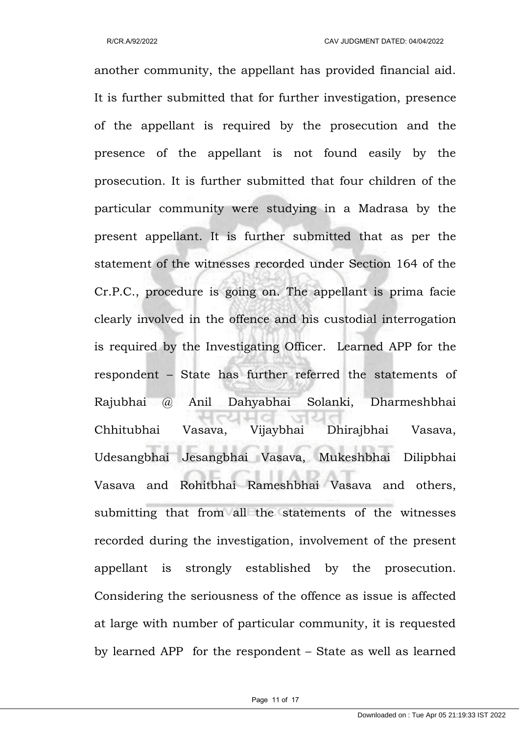another community, the appellant has provided financial aid. It is further submitted that for further investigation, presence of the appellant is required by the prosecution and the presence of the appellant is not found easily by the prosecution. It is further submitted that four children of the particular community were studying in a Madrasa by the present appellant. It is further submitted that as per the statement of the witnesses recorded under Section 164 of the Cr.P.C., procedure is going on. The appellant is prima facie clearly involved in the offence and his custodial interrogation is required by the Investigating Officer. Learned APP for the respondent – State has further referred the statements of Rajubhai @ Anil Dahyabhai Solanki, Dharmeshbhai Chhitubhai Vasava, Vijaybhai Dhirajbhai Vasava, Udesangbhai Jesangbhai Vasava, Mukeshbhai Dilipbhai Vasava and Rohitbhai Rameshbhai Vasava and others, submitting that from all the statements of the witnesses recorded during the investigation, involvement of the present appellant is strongly established by the prosecution. Considering the seriousness of the offence as issue is affected at large with number of particular community, it is requested by learned APP for the respondent – State as well as learned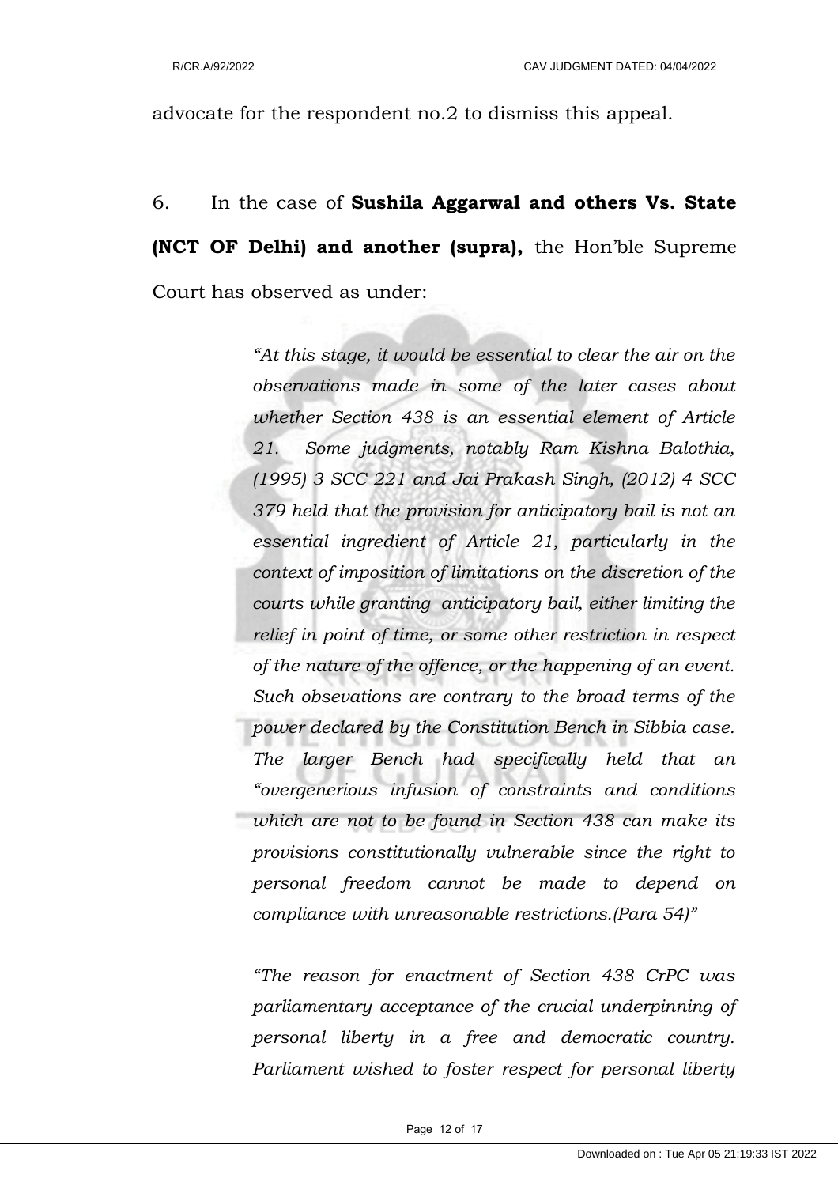advocate for the respondent no.2 to dismiss this appeal.

6. In the case of **Sushila Aggarwal and others Vs. State (NCT OF Delhi) and another (supra),** the Hon'ble Supreme Court has observed as under:

> *"At this stage, it would be essential to clear the air on the observations made in some of the later cases about whether Section 438 is an essential element of Article 21. Some judgments, notably Ram Kishna Balothia, (1995) 3 SCC 221 and Jai Prakash Singh, (2012) 4 SCC 379 held that the provision for anticipatory bail is not an essential ingredient of Article 21, particularly in the context of imposition of limitations on the discretion of the courts while granting anticipatory bail, either limiting the relief in point of time, or some other restriction in respect of the nature of the offence, or the happening of an event. Such obsevations are contrary to the broad terms of the power declared by the Constitution Bench in Sibbia case. The larger Bench had specifically held that an "overgenerious infusion of constraints and conditions which are not to be found in Section 438 can make its provisions constitutionally vulnerable since the right to personal freedom cannot be made to depend on compliance with unreasonable restrictions.(Para 54)"*
>
> *"The reason for enactment of Section 438 CrPC was parliamentary acceptance of the crucial underpinning of personal liberty in a free and democratic country. Parliament wished to foster respect for personal liberty*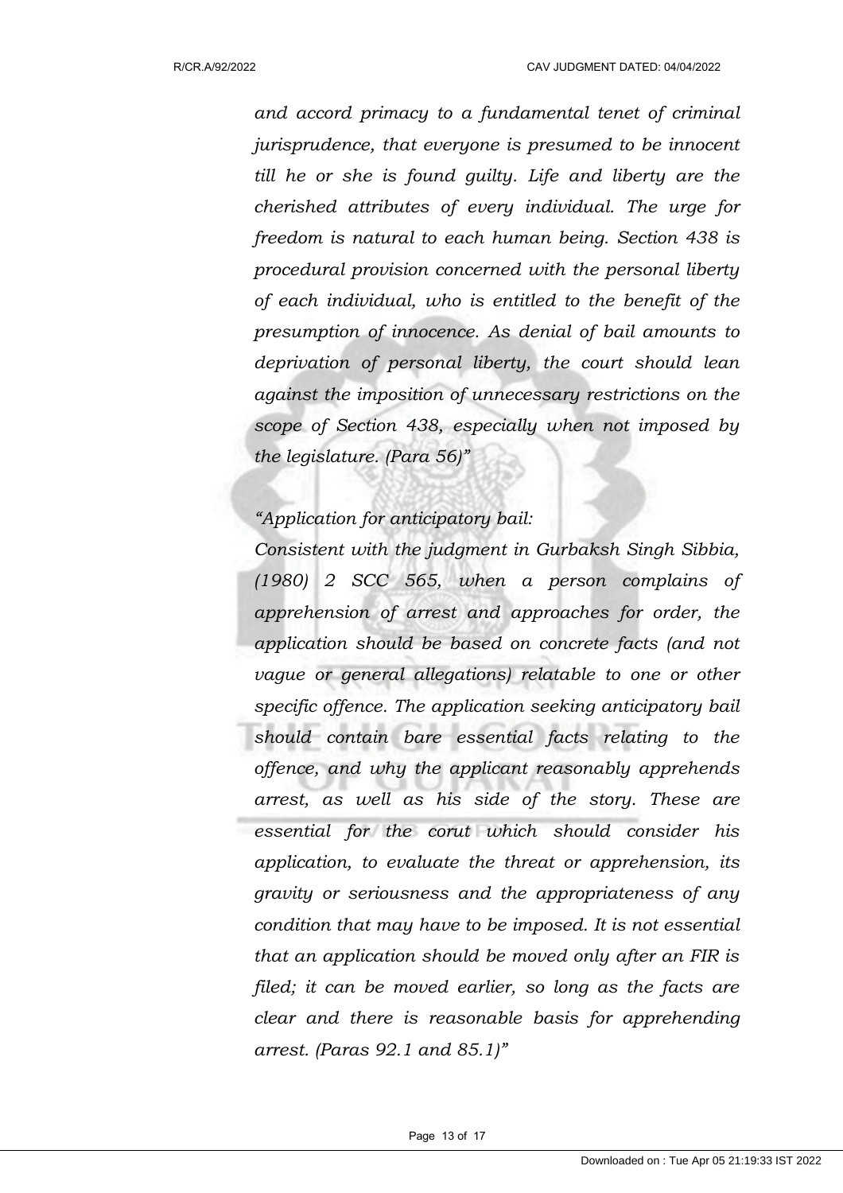*and accord primacy to a fundamental tenet of criminal jurisprudence, that everyone is presumed to be innocent till he or she is found guilty. Life and liberty are the cherished attributes of every individual. The urge for freedom is natural to each human being. Section 438 is procedural provision concerned with the personal liberty of each individual, who is entitled to the benefit of the presumption of innocence. As denial of bail amounts to deprivation of personal liberty, the court should lean against the imposition of unnecessary restrictions on the scope of Section 438, especially when not imposed by the legislature. (Para 56)"*

*"Application for anticipatory bail:*

*Consistent with the judgment in Gurbaksh Singh Sibbia, (1980) 2 SCC 565, when a person complains of apprehension of arrest and approaches for order, the application should be based on concrete facts (and not vague or general allegations) relatable to one or other specific offence. The application seeking anticipatory bail should contain bare essential facts relating to the offence, and why the applicant reasonably apprehends arrest, as well as his side of the story. These are essential for the corut which should consider his application, to evaluate the threat or apprehension, its gravity or seriousness and the appropriateness of any condition that may have to be imposed. It is not essential that an application should be moved only after an FIR is filed; it can be moved earlier, so long as the facts are clear and there is reasonable basis for apprehending arrest. (Paras 92.1 and 85.1)"*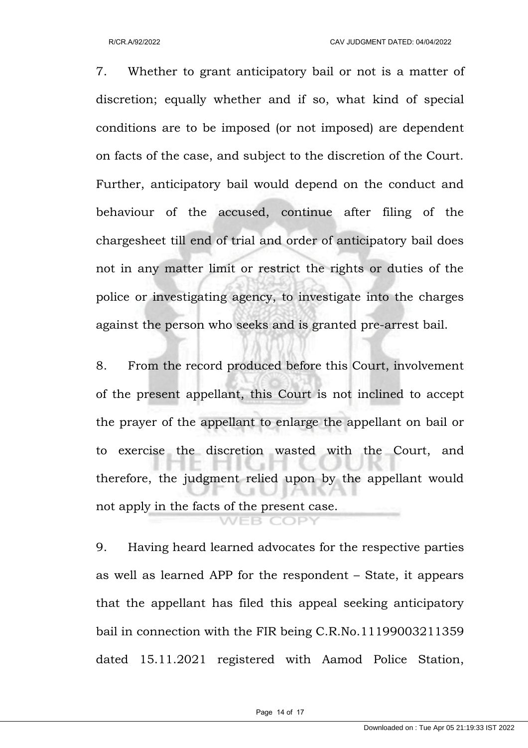7. Whether to grant anticipatory bail or not is a matter of discretion; equally whether and if so, what kind of special conditions are to be imposed (or not imposed) are dependent on facts of the case, and subject to the discretion of the Court. Further, anticipatory bail would depend on the conduct and behaviour of the accused, continue after filing of the chargesheet till end of trial and order of anticipatory bail does not in any matter limit or restrict the rights or duties of the police or investigating agency, to investigate into the charges against the person who seeks and is granted pre-arrest bail.

8. From the record produced before this Court, involvement of the present appellant, this Court is not inclined to accept the prayer of the appellant to enlarge the appellant on bail or to exercise the discretion wasted with the Court, and therefore, the judgment relied upon by the appellant would not apply in the facts of the present case.

9. Having heard learned advocates for the respective parties as well as learned APP for the respondent – State, it appears that the appellant has filed this appeal seeking anticipatory bail in connection with the FIR being C.R.No.11199003211359 dated 15.11.2021 registered with Aamod Police Station,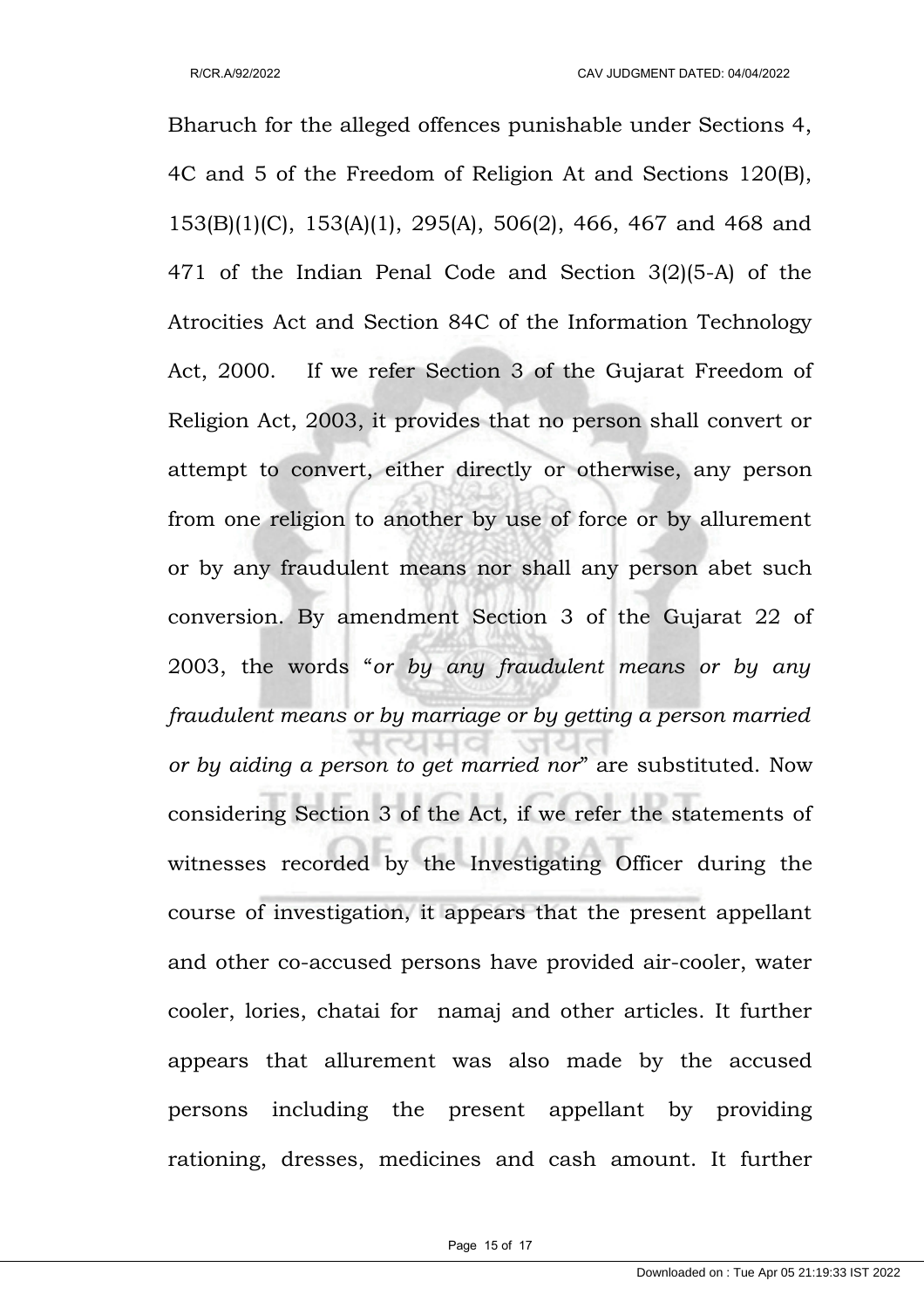Bharuch for the alleged offences punishable under Sections 4, 4C and 5 of the Freedom of Religion At and Sections 120(B), 153(B)(1)(C), 153(A)(1), 295(A), 506(2), 466, 467 and 468 and 471 of the Indian Penal Code and Section 3(2)(5-A) of the Atrocities Act and Section 84C of the Information Technology Act, 2000. If we refer Section 3 of the Gujarat Freedom of Religion Act, 2003, it provides that no person shall convert or attempt to convert, either directly or otherwise, any person from one religion to another by use of force or by allurement or by any fraudulent means nor shall any person abet such conversion. By amendment Section 3 of the Gujarat 22 of 2003, the words "*or by any fraudulent means or by any fraudulent means or by marriage or by getting a person married or by aiding a person to get married nor*" are substituted. Now considering Section 3 of the Act, if we refer the statements of witnesses recorded by the Investigating Officer during the course of investigation, it appears that the present appellant and other co-accused persons have provided air-cooler, water cooler, lories, chatai for namaj and other articles. It further appears that allurement was also made by the accused persons including the present appellant by providing rationing, dresses, medicines and cash amount. It further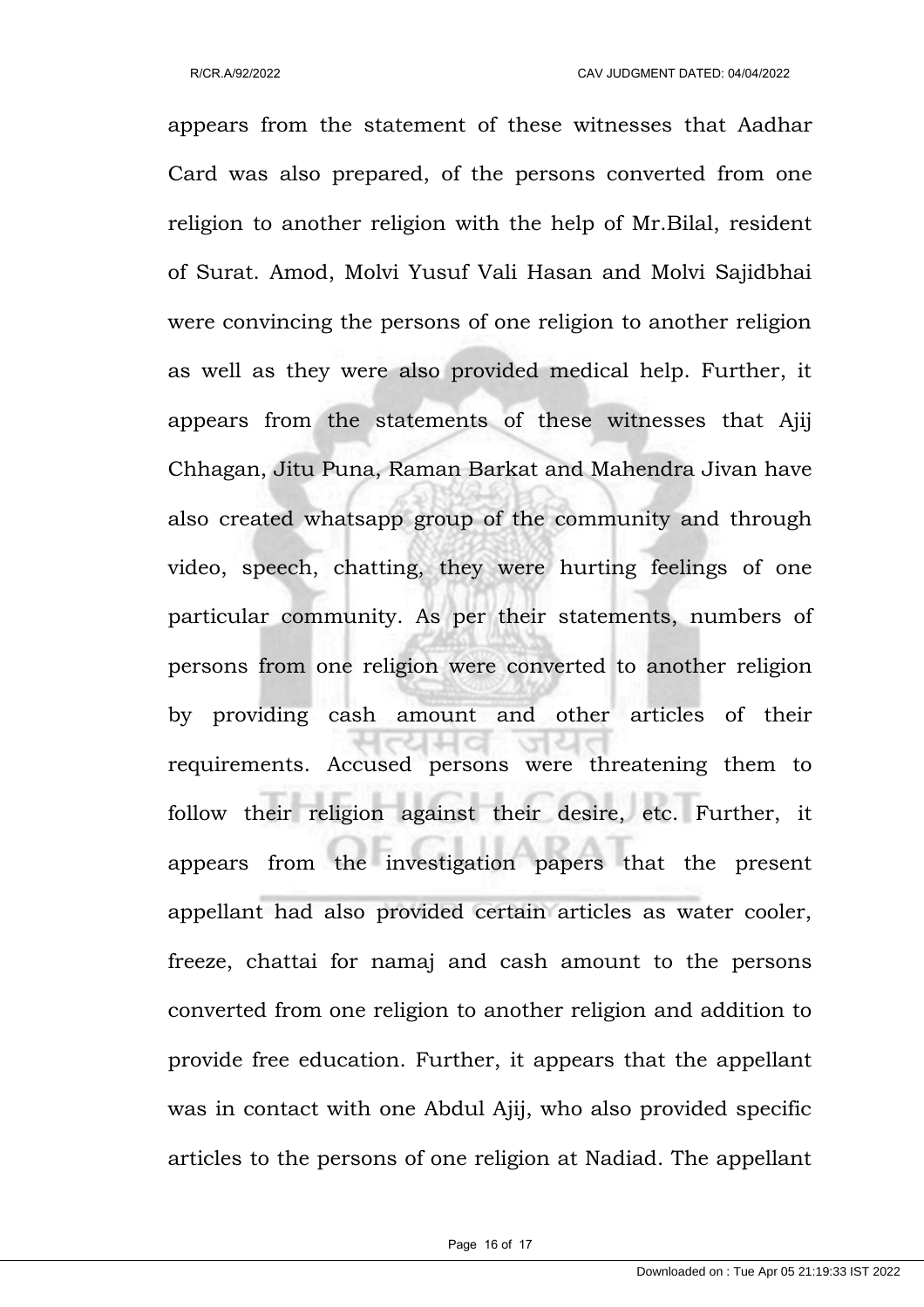appears from the statement of these witnesses that Aadhar Card was also prepared, of the persons converted from one religion to another religion with the help of Mr.Bilal, resident of Surat. Amod, Molvi Yusuf Vali Hasan and Molvi Sajidbhai were convincing the persons of one religion to another religion as well as they were also provided medical help. Further, it appears from the statements of these witnesses that Ajij Chhagan, Jitu Puna, Raman Barkat and Mahendra Jivan have also created whatsapp group of the community and through video, speech, chatting, they were hurting feelings of one particular community. As per their statements, numbers of persons from one religion were converted to another religion by providing cash amount and other articles of their requirements. Accused persons were threatening them to follow their religion against their desire, etc. Further, it appears from the investigation papers that the present appellant had also provided certain articles as water cooler, freeze, chattai for namaj and cash amount to the persons converted from one religion to another religion and addition to provide free education. Further, it appears that the appellant was in contact with one Abdul Ajij, who also provided specific articles to the persons of one religion at Nadiad. The appellant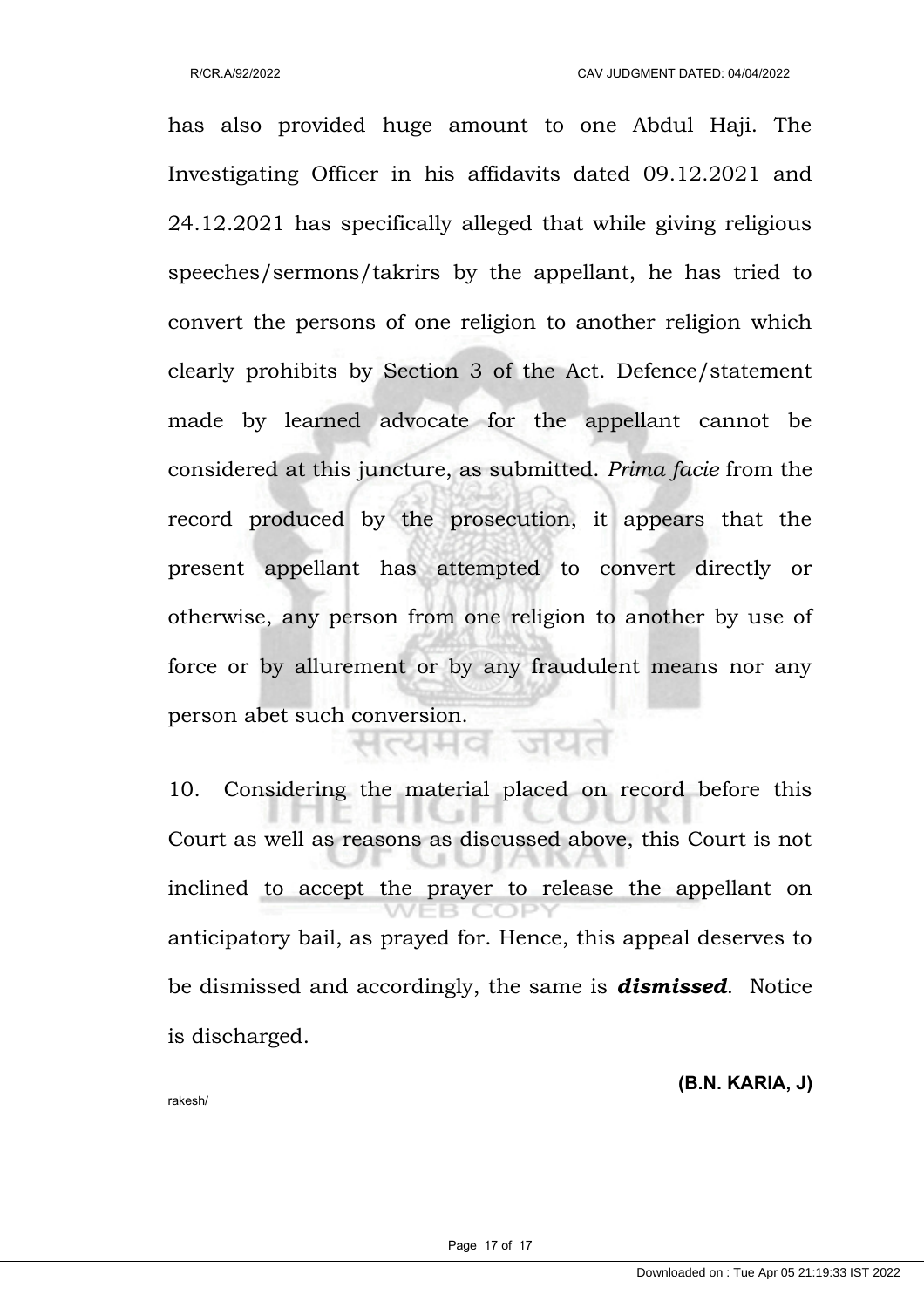has also provided huge amount to one Abdul Haji. The Investigating Officer in his affidavits dated 09.12.2021 and 24.12.2021 has specifically alleged that while giving religious speeches/sermons/takrirs by the appellant, he has tried to convert the persons of one religion to another religion which clearly prohibits by Section 3 of the Act. Defence/statement made by learned advocate for the appellant cannot be considered at this juncture, as submitted. *Prima facie* from the record produced by the prosecution, it appears that the present appellant has attempted to convert directly or otherwise, any person from one religion to another by use of force or by allurement or by any fraudulent means nor any person abet such conversion.

10. Considering the material placed on record before this Court as well as reasons as discussed above, this Court is not inclined to accept the prayer to release the appellant on anticipatory bail, as prayed for. Hence, this appeal deserves to be dismissed and accordingly, the same is ***dismissed***. Notice is discharged.

**(B.N. KARIA, J)**

rakesh/